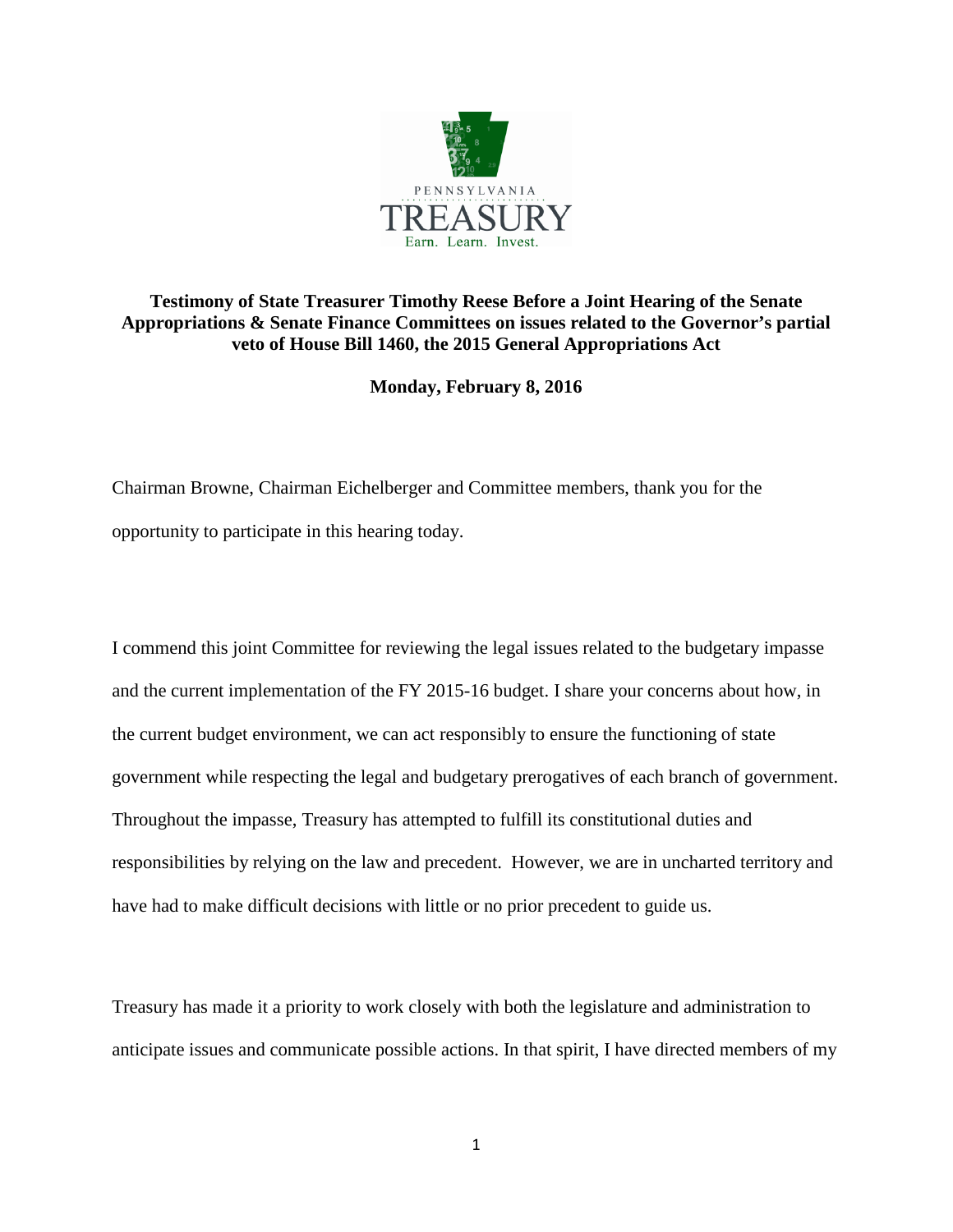PENNSYLVANIA

TREASURY

Earn. Learn. Invest.

**Testimony of State Treasurer Timothy Reese Before a Joint Hearing of the Senate Appropriations & Senate Finance Committees on issues related to the Governor's partial veto of House Bill 1460, the 2015 General Appropriations Act**

**Monday, February 8, 2016**

Chairman Browne, Chairman Eichelberger and Committee members, thank you for the opportunity to participate in this hearing today.

I commend this joint Committee for reviewing the legal issues related to the budgetary impasse and the current implementation of the FY 2015-16 budget. I share your concerns about how, in the current budget environment, we can act responsibly to ensure the functioning of state government while respecting the legal and budgetary prerogatives of each branch of government. Throughout the impasse, Treasury has attempted to fulfill its constitutional duties and responsibilities by relying on the law and precedent. However, we are in uncharted territory and have had to make difficult decisions with little or no prior precedent to guide us.

Treasury has made it a priority to work closely with both the legislature and administration to anticipate issues and communicate possible actions. In that spirit, I have directed members of my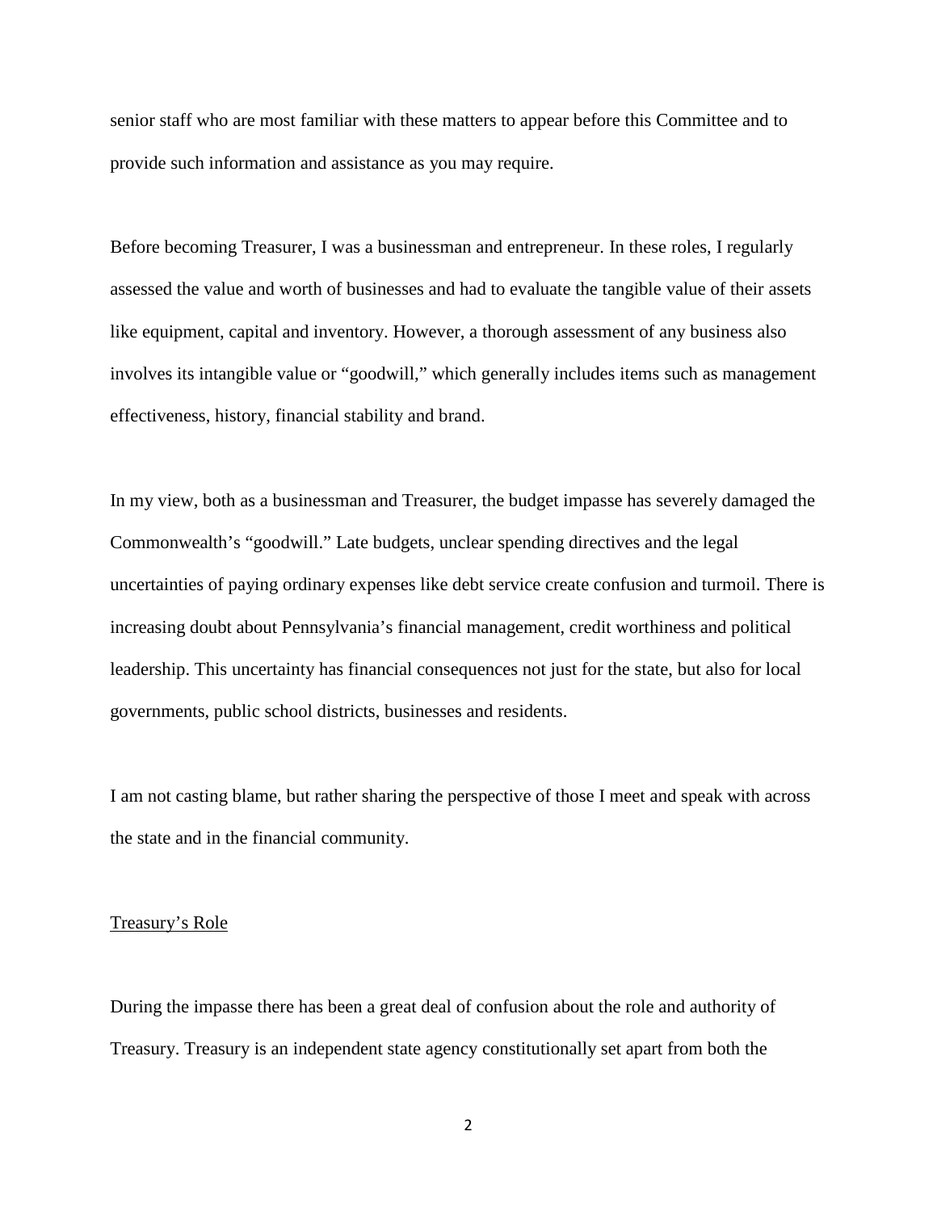senior staff who are most familiar with these matters to appear before this Committee and to provide such information and assistance as you may require.

Before becoming Treasurer, I was a businessman and entrepreneur. In these roles, I regularly assessed the value and worth of businesses and had to evaluate the tangible value of their assets like equipment, capital and inventory. However, a thorough assessment of any business also involves its intangible value or "goodwill," which generally includes items such as management effectiveness, history, financial stability and brand.

In my view, both as a businessman and Treasurer, the budget impasse has severely damaged the Commonwealth's "goodwill." Late budgets, unclear spending directives and the legal uncertainties of paying ordinary expenses like debt service create confusion and turmoil. There is increasing doubt about Pennsylvania's financial management, credit worthiness and political leadership. This uncertainty has financial consequences not just for the state, but also for local governments, public school districts, businesses and residents.

I am not casting blame, but rather sharing the perspective of those I meet and speak with across the state and in the financial community.

<u>Treasury's Role</u>

During the impasse there has been a great deal of confusion about the role and authority of Treasury. Treasury is an independent state agency constitutionally set apart from both the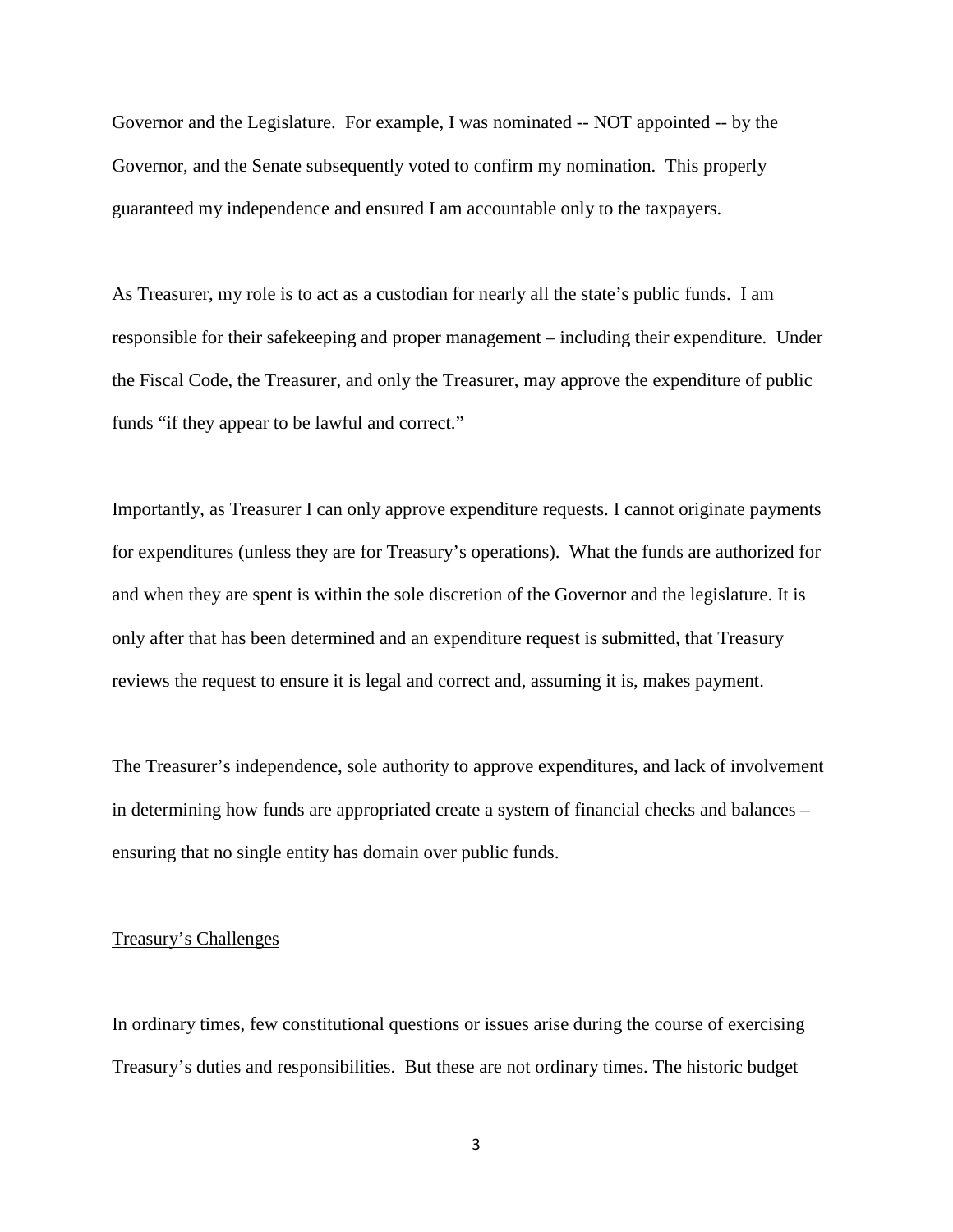Governor and the Legislature. For example, I was nominated -- NOT appointed -- by the Governor, and the Senate subsequently voted to confirm my nomination. This properly guaranteed my independence and ensured I am accountable only to the taxpayers.

As Treasurer, my role is to act as a custodian for nearly all the state's public funds. I am responsible for their safekeeping and proper management – including their expenditure. Under the Fiscal Code, the Treasurer, and only the Treasurer, may approve the expenditure of public funds "if they appear to be lawful and correct."

Importantly, as Treasurer I can only approve expenditure requests. I cannot originate payments for expenditures (unless they are for Treasury's operations). What the funds are authorized for and when they are spent is within the sole discretion of the Governor and the legislature. It is only after that has been determined and an expenditure request is submitted, that Treasury reviews the request to ensure it is legal and correct and, assuming it is, makes payment.

The Treasurer's independence, sole authority to approve expenditures, and lack of involvement in determining how funds are appropriated create a system of financial checks and balances – ensuring that no single entity has domain over public funds.

<u>Treasury's Challenges</u>

In ordinary times, few constitutional questions or issues arise during the course of exercising Treasury's duties and responsibilities. But these are not ordinary times. The historic budget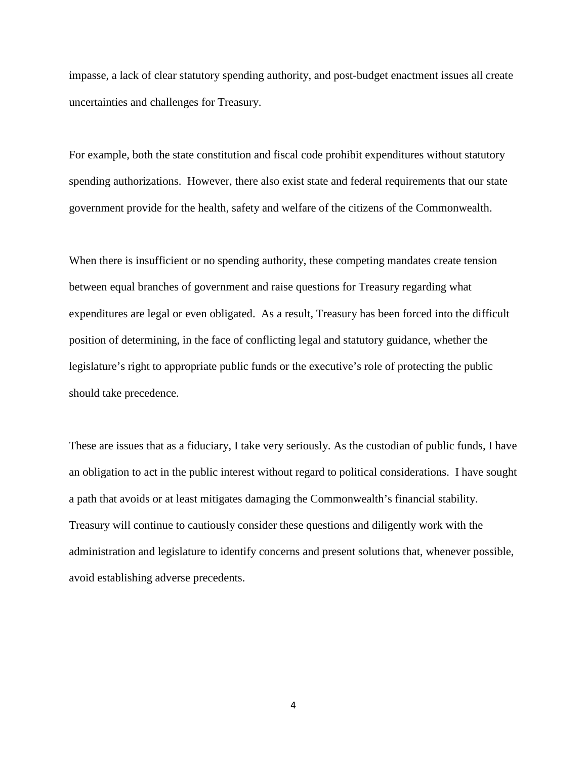impasse, a lack of clear statutory spending authority, and post-budget enactment issues all create uncertainties and challenges for Treasury.

For example, both the state constitution and fiscal code prohibit expenditures without statutory spending authorizations. However, there also exist state and federal requirements that our state government provide for the health, safety and welfare of the citizens of the Commonwealth.

When there is insufficient or no spending authority, these competing mandates create tension between equal branches of government and raise questions for Treasury regarding what expenditures are legal or even obligated. As a result, Treasury has been forced into the difficult position of determining, in the face of conflicting legal and statutory guidance, whether the legislature's right to appropriate public funds or the executive's role of protecting the public should take precedence.

These are issues that as a fiduciary, I take very seriously. As the custodian of public funds, I have an obligation to act in the public interest without regard to political considerations. I have sought a path that avoids or at least mitigates damaging the Commonwealth's financial stability. Treasury will continue to cautiously consider these questions and diligently work with the administration and legislature to identify concerns and present solutions that, whenever possible, avoid establishing adverse precedents.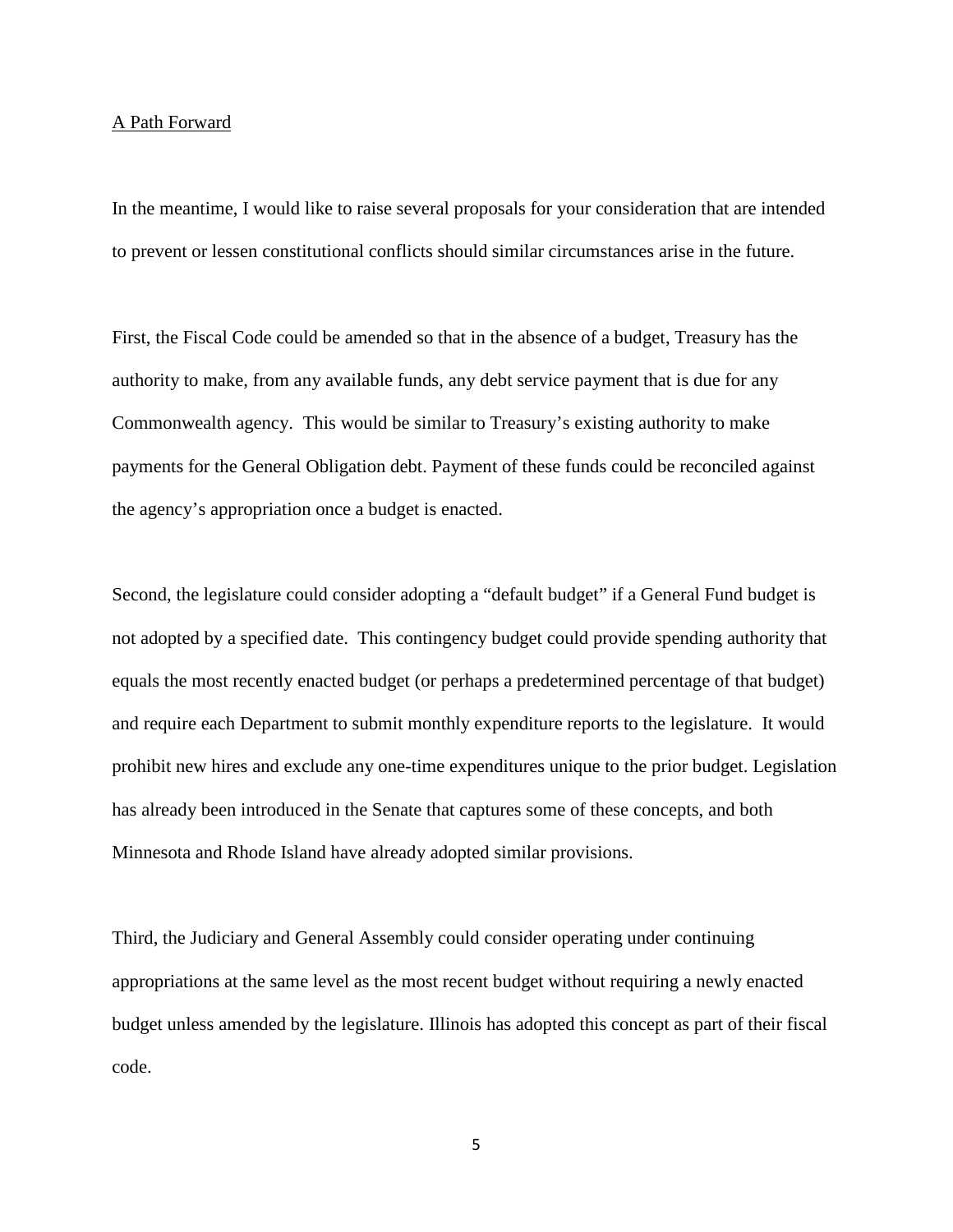<u>A Path Forward</u>

In the meantime, I would like to raise several proposals for your consideration that are intended to prevent or lessen constitutional conflicts should similar circumstances arise in the future.

First, the Fiscal Code could be amended so that in the absence of a budget, Treasury has the authority to make, from any available funds, any debt service payment that is due for any Commonwealth agency. This would be similar to Treasury's existing authority to make payments for the General Obligation debt. Payment of these funds could be reconciled against the agency's appropriation once a budget is enacted.

Second, the legislature could consider adopting a "default budget" if a General Fund budget is not adopted by a specified date. This contingency budget could provide spending authority that equals the most recently enacted budget (or perhaps a predetermined percentage of that budget) and require each Department to submit monthly expenditure reports to the legislature. It would prohibit new hires and exclude any one-time expenditures unique to the prior budget. Legislation has already been introduced in the Senate that captures some of these concepts, and both Minnesota and Rhode Island have already adopted similar provisions.

Third, the Judiciary and General Assembly could consider operating under continuing appropriations at the same level as the most recent budget without requiring a newly enacted budget unless amended by the legislature. Illinois has adopted this concept as part of their fiscal code.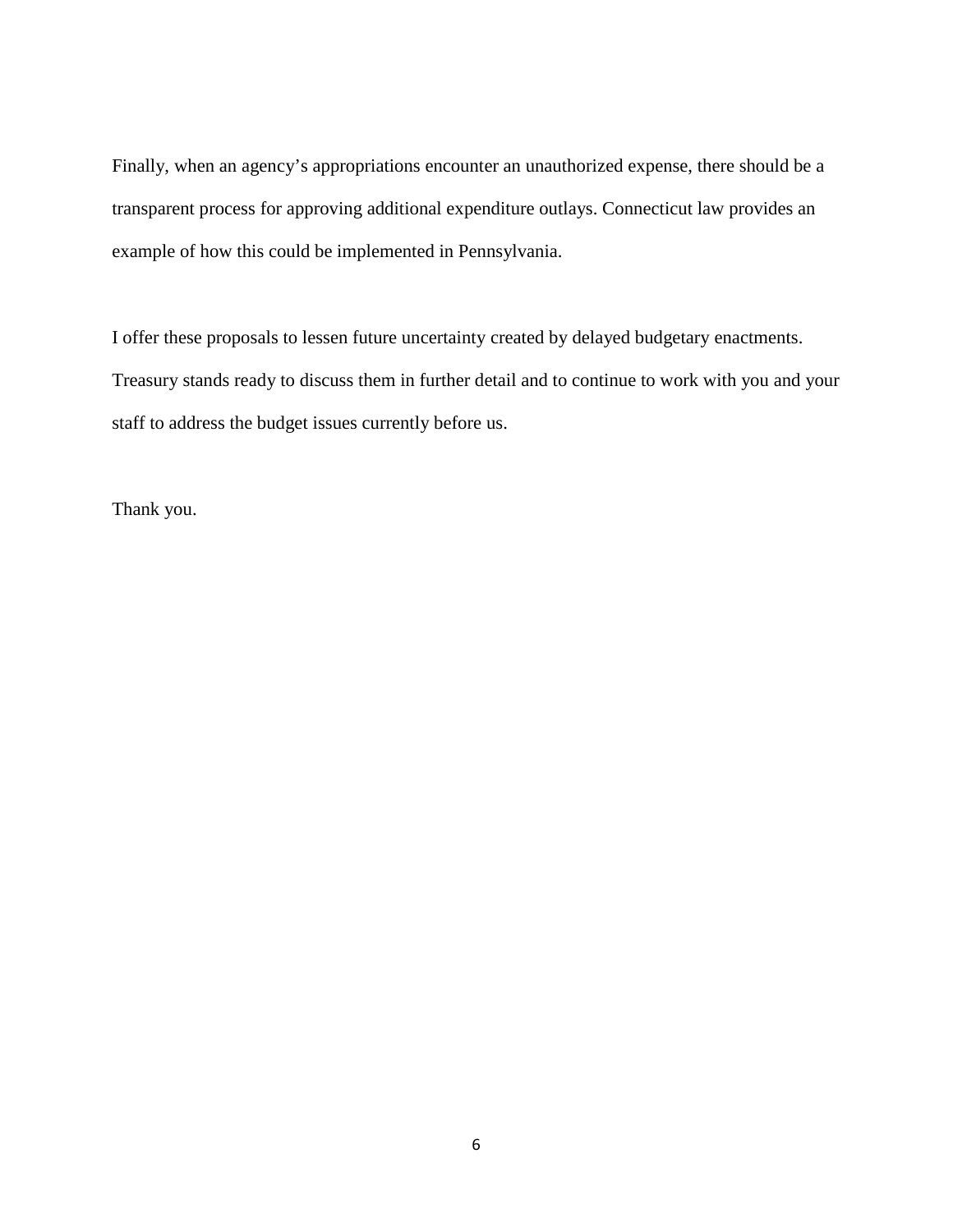Finally, when an agency's appropriations encounter an unauthorized expense, there should be a transparent process for approving additional expenditure outlays. Connecticut law provides an example of how this could be implemented in Pennsylvania.

I offer these proposals to lessen future uncertainty created by delayed budgetary enactments. Treasury stands ready to discuss them in further detail and to continue to work with you and your staff to address the budget issues currently before us.

Thank you.